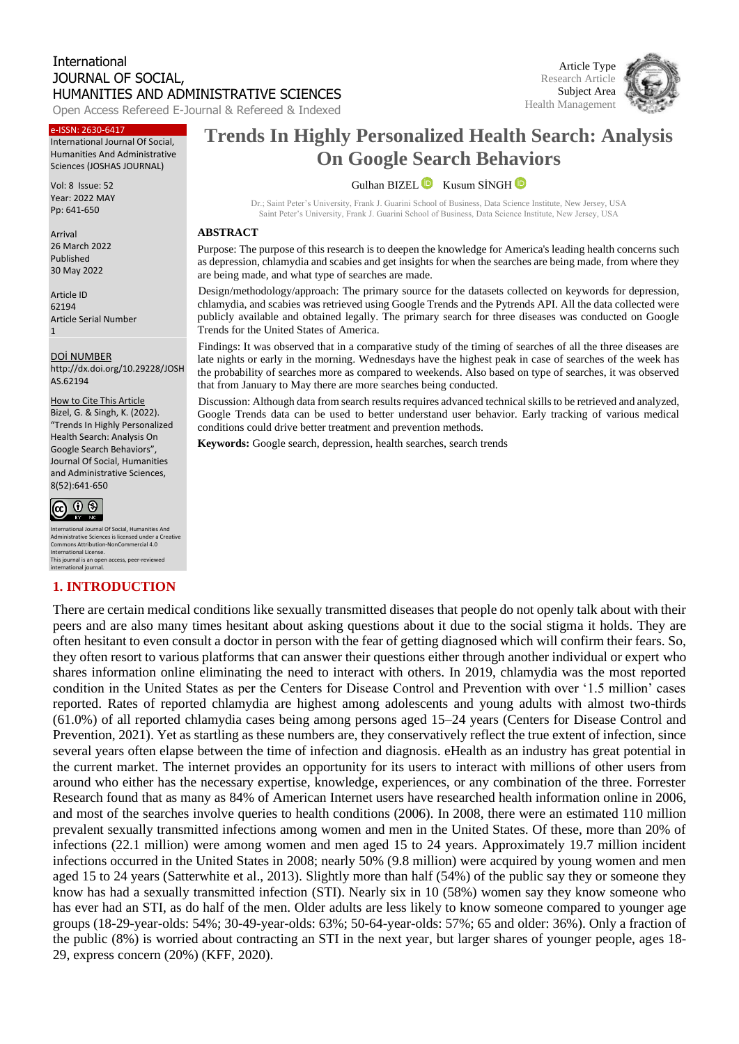International
JOURNAL OF SOCIAL,
HUMANITIES AND ADMINISTRATIVE SCIENCES
Open Access Refereed E-Journal & Refereed & Indexed

Article Type
Research Article
Subject Area
Health Management

e-ISSN: 2630-6417
International Journal Of Social, Humanities And Administrative Sciences (JOSHAS JOURNAL)

Vol: 8 Issue: 52
Year: 2022 MAY
Pp: 641-650

Arrival
26 March 2022
Published
30 May 2022

Article ID
62194
Article Serial Number
1

DOİ NUMBER
http://dx.doi.org/10.29228/JOSHAS.62194

How to Cite This Article
Bizel, G. & Singh, K. (2022). "Trends In Highly Personalized Health Search: Analysis On Google Search Behaviors", Journal Of Social, Humanities and Administrative Sciences, 8(52):641-650

International Journal Of Social, Humanities And Administrative Sciences is licensed under a Creative Commons Attribution-NonCommercial 4.0 International License.
This journal is an open access, peer-reviewed international journal.

# Trends In Highly Personalized Health Search: Analysis On Google Search Behaviors

Gulhan BIZEL Kusum SİNGH

Dr.; Saint Peter's University, Frank J. Guarini School of Business, Data Science Institute, New Jersey, USA
Saint Peter's University, Frank J. Guarini School of Business, Data Science Institute, New Jersey, USA

**ABSTRACT**

Purpose: The purpose of this research is to deepen the knowledge for America's leading health concerns such as depression, chlamydia and scabies and get insights for when the searches are being made, from where they are being made, and what type of searches are made.

Design/methodology/approach: The primary source for the datasets collected on keywords for depression, chlamydia, and scabies was retrieved using Google Trends and the Pytrends API. All the data collected were publicly available and obtained legally. The primary search for three diseases was conducted on Google Trends for the United States of America.

Findings: It was observed that in a comparative study of the timing of searches of all the three diseases are late nights or early in the morning. Wednesdays have the highest peak in case of searches of the week has the probability of searches more as compared to weekends. Also based on type of searches, it was observed that from January to May there are more searches being conducted.

Discussion: Although data from search results requires advanced technical skills to be retrieved and analyzed, Google Trends data can be used to better understand user behavior. Early tracking of various medical conditions could drive better treatment and prevention methods.

**Keywords:** Google search, depression, health searches, search trends

## 1. INTRODUCTION

There are certain medical conditions like sexually transmitted diseases that people do not openly talk about with their peers and are also many times hesitant about asking questions about it due to the social stigma it holds. They are often hesitant to even consult a doctor in person with the fear of getting diagnosed which will confirm their fears. So, they often resort to various platforms that can answer their questions either through another individual or expert who shares information online eliminating the need to interact with others. In 2019, chlamydia was the most reported condition in the United States as per the Centers for Disease Control and Prevention with over '1.5 million' cases reported. Rates of reported chlamydia are highest among adolescents and young adults with almost two-thirds (61.0%) of all reported chlamydia cases being among persons aged 15–24 years (Centers for Disease Control and Prevention, 2021). Yet as startling as these numbers are, they conservatively reflect the true extent of infection, since several years often elapse between the time of infection and diagnosis. eHealth as an industry has great potential in the current market. The internet provides an opportunity for its users to interact with millions of other users from around who either has the necessary expertise, knowledge, experiences, or any combination of the three. Forrester Research found that as many as 84% of American Internet users have researched health information online in 2006, and most of the searches involve queries to health conditions (2006). In 2008, there were an estimated 110 million prevalent sexually transmitted infections among women and men in the United States. Of these, more than 20% of infections (22.1 million) were among women and men aged 15 to 24 years. Approximately 19.7 million incident infections occurred in the United States in 2008; nearly 50% (9.8 million) were acquired by young women and men aged 15 to 24 years (Satterwhite et al., 2013). Slightly more than half (54%) of the public say they or someone they know has had a sexually transmitted infection (STI). Nearly six in 10 (58%) women say they know someone who has ever had an STI, as do half of the men. Older adults are less likely to know someone compared to younger age groups (18-29-year-olds: 54%; 30-49-year-olds: 63%; 50-64-year-olds: 57%; 65 and older: 36%). Only a fraction of the public (8%) is worried about contracting an STI in the next year, but larger shares of younger people, ages 18-29, express concern (20%) (KFF, 2020).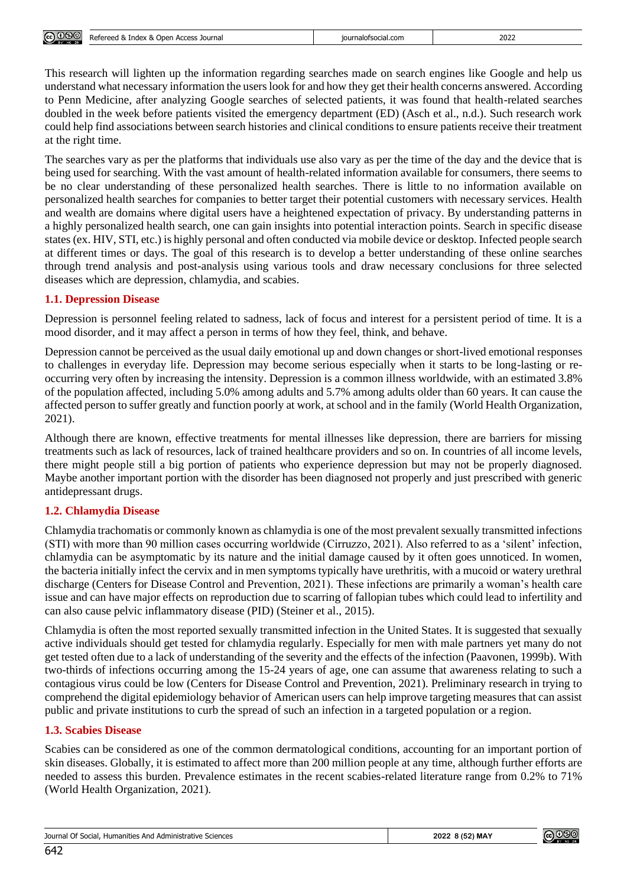This research will lighten up the information regarding searches made on search engines like Google and help us understand what necessary information the users look for and how they get their health concerns answered. According to Penn Medicine, after analyzing Google searches of selected patients, it was found that health-related searches doubled in the week before patients visited the emergency department (ED) (Asch et al., n.d.). Such research work could help find associations between search histories and clinical conditions to ensure patients receive their treatment at the right time.

The searches vary as per the platforms that individuals use also vary as per the time of the day and the device that is being used for searching. With the vast amount of health-related information available for consumers, there seems to be no clear understanding of these personalized health searches. There is little to no information available on personalized health searches for companies to better target their potential customers with necessary services. Health and wealth are domains where digital users have a heightened expectation of privacy. By understanding patterns in a highly personalized health search, one can gain insights into potential interaction points. Search in specific disease states (ex. HIV, STI, etc.) is highly personal and often conducted via mobile device or desktop. Infected people search at different times or days. The goal of this research is to develop a better understanding of these online searches through trend analysis and post-analysis using various tools and draw necessary conclusions for three selected diseases which are depression, chlamydia, and scabies.

### 1.1. Depression Disease

Depression is personnel feeling related to sadness, lack of focus and interest for a persistent period of time. It is a mood disorder, and it may affect a person in terms of how they feel, think, and behave.

Depression cannot be perceived as the usual daily emotional up and down changes or short-lived emotional responses to challenges in everyday life. Depression may become serious especially when it starts to be long-lasting or re-occurring very often by increasing the intensity. Depression is a common illness worldwide, with an estimated 3.8% of the population affected, including 5.0% among adults and 5.7% among adults older than 60 years. It can cause the affected person to suffer greatly and function poorly at work, at school and in the family (World Health Organization, 2021).

Although there are known, effective treatments for mental illnesses like depression, there are barriers for missing treatments such as lack of resources, lack of trained healthcare providers and so on. In countries of all income levels, there might people still a big portion of patients who experience depression but may not be properly diagnosed. Maybe another important portion with the disorder has been diagnosed not properly and just prescribed with generic antidepressant drugs.

### 1.2. Chlamydia Disease

Chlamydia trachomatis or commonly known as chlamydia is one of the most prevalent sexually transmitted infections (STI) with more than 90 million cases occurring worldwide (Cirruzzo, 2021). Also referred to as a 'silent' infection, chlamydia can be asymptomatic by its nature and the initial damage caused by it often goes unnoticed. In women, the bacteria initially infect the cervix and in men symptoms typically have urethritis, with a mucoid or watery urethral discharge (Centers for Disease Control and Prevention, 2021). These infections are primarily a woman's health care issue and can have major effects on reproduction due to scarring of fallopian tubes which could lead to infertility and can also cause pelvic inflammatory disease (PID) (Steiner et al., 2015).

Chlamydia is often the most reported sexually transmitted infection in the United States. It is suggested that sexually active individuals should get tested for chlamydia regularly. Especially for men with male partners yet many do not get tested often due to a lack of understanding of the severity and the effects of the infection (Paavonen, 1999b). With two-thirds of infections occurring among the 15-24 years of age, one can assume that awareness relating to such a contagious virus could be low (Centers for Disease Control and Prevention, 2021). Preliminary research in trying to comprehend the digital epidemiology behavior of American users can help improve targeting measures that can assist public and private institutions to curb the spread of such an infection in a targeted population or a region.

### 1.3. Scabies Disease

Scabies can be considered as one of the common dermatological conditions, accounting for an important portion of skin diseases. Globally, it is estimated to affect more than 200 million people at any time, although further efforts are needed to assess this burden. Prevalence estimates in the recent scabies-related literature range from 0.2% to 71% (World Health Organization, 2021).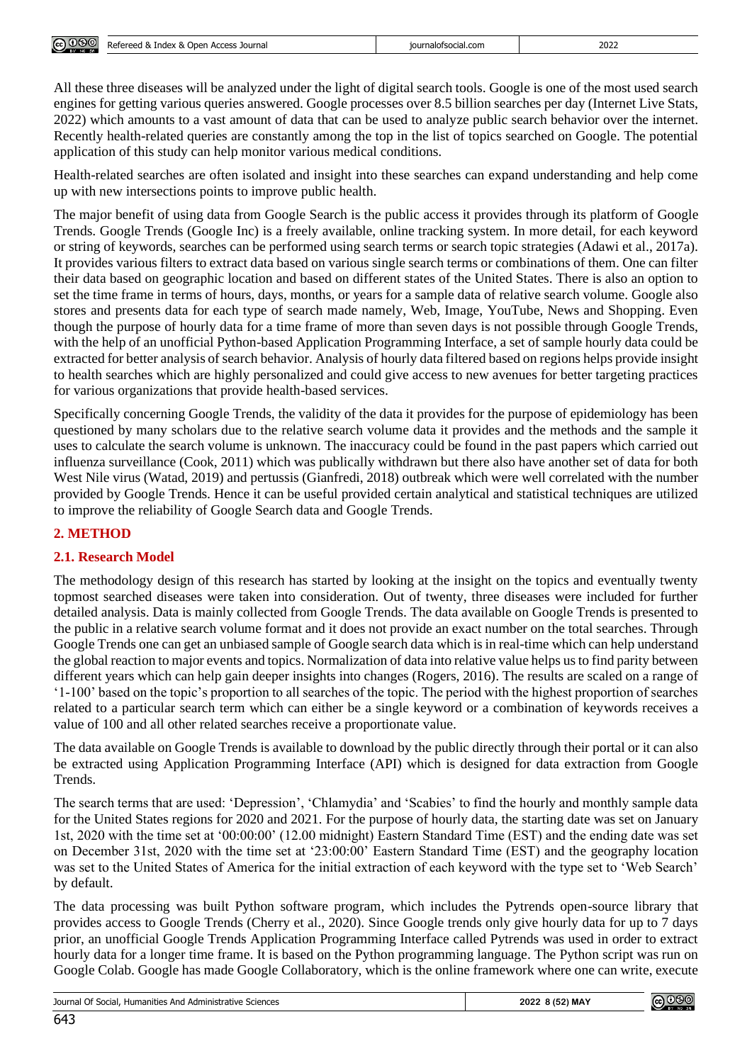All these three diseases will be analyzed under the light of digital search tools. Google is one of the most used search engines for getting various queries answered. Google processes over 8.5 billion searches per day (Internet Live Stats, 2022) which amounts to a vast amount of data that can be used to analyze public search behavior over the internet. Recently health-related queries are constantly among the top in the list of topics searched on Google. The potential application of this study can help monitor various medical conditions.

Health-related searches are often isolated and insight into these searches can expand understanding and help come up with new intersections points to improve public health.

The major benefit of using data from Google Search is the public access it provides through its platform of Google Trends. Google Trends (Google Inc) is a freely available, online tracking system. In more detail, for each keyword or string of keywords, searches can be performed using search terms or search topic strategies (Adawi et al., 2017a). It provides various filters to extract data based on various single search terms or combinations of them. One can filter their data based on geographic location and based on different states of the United States. There is also an option to set the time frame in terms of hours, days, months, or years for a sample data of relative search volume. Google also stores and presents data for each type of search made namely, Web, Image, YouTube, News and Shopping. Even though the purpose of hourly data for a time frame of more than seven days is not possible through Google Trends, with the help of an unofficial Python-based Application Programming Interface, a set of sample hourly data could be extracted for better analysis of search behavior. Analysis of hourly data filtered based on regions helps provide insight to health searches which are highly personalized and could give access to new avenues for better targeting practices for various organizations that provide health-based services.

Specifically concerning Google Trends, the validity of the data it provides for the purpose of epidemiology has been questioned by many scholars due to the relative search volume data it provides and the methods and the sample it uses to calculate the search volume is unknown. The inaccuracy could be found in the past papers which carried out influenza surveillance (Cook, 2011) which was publically withdrawn but there also have another set of data for both West Nile virus (Watad, 2019) and pertussis (Gianfredi, 2018) outbreak which were well correlated with the number provided by Google Trends. Hence it can be useful provided certain analytical and statistical techniques are utilized to improve the reliability of Google Search data and Google Trends.

## 2. METHOD

### 2.1. Research Model

The methodology design of this research has started by looking at the insight on the topics and eventually twenty topmost searched diseases were taken into consideration. Out of twenty, three diseases were included for further detailed analysis. Data is mainly collected from Google Trends. The data available on Google Trends is presented to the public in a relative search volume format and it does not provide an exact number on the total searches. Through Google Trends one can get an unbiased sample of Google search data which is in real-time which can help understand the global reaction to major events and topics. Normalization of data into relative value helps us to find parity between different years which can help gain deeper insights into changes (Rogers, 2016). The results are scaled on a range of '1-100' based on the topic's proportion to all searches of the topic. The period with the highest proportion of searches related to a particular search term which can either be a single keyword or a combination of keywords receives a value of 100 and all other related searches receive a proportionate value.

The data available on Google Trends is available to download by the public directly through their portal or it can also be extracted using Application Programming Interface (API) which is designed for data extraction from Google Trends.

The search terms that are used: 'Depression', 'Chlamydia' and 'Scabies' to find the hourly and monthly sample data for the United States regions for 2020 and 2021. For the purpose of hourly data, the starting date was set on January 1st, 2020 with the time set at '00:00:00' (12.00 midnight) Eastern Standard Time (EST) and the ending date was set on December 31st, 2020 with the time set at '23:00:00' Eastern Standard Time (EST) and the geography location was set to the United States of America for the initial extraction of each keyword with the type set to 'Web Search' by default.

The data processing was built Python software program, which includes the Pytrends open-source library that provides access to Google Trends (Cherry et al., 2020). Since Google trends only give hourly data for up to 7 days prior, an unofficial Google Trends Application Programming Interface called Pytrends was used in order to extract hourly data for a longer time frame. It is based on the Python programming language. The Python script was run on Google Colab. Google has made Google Collaboratory, which is the online framework where one can write, execute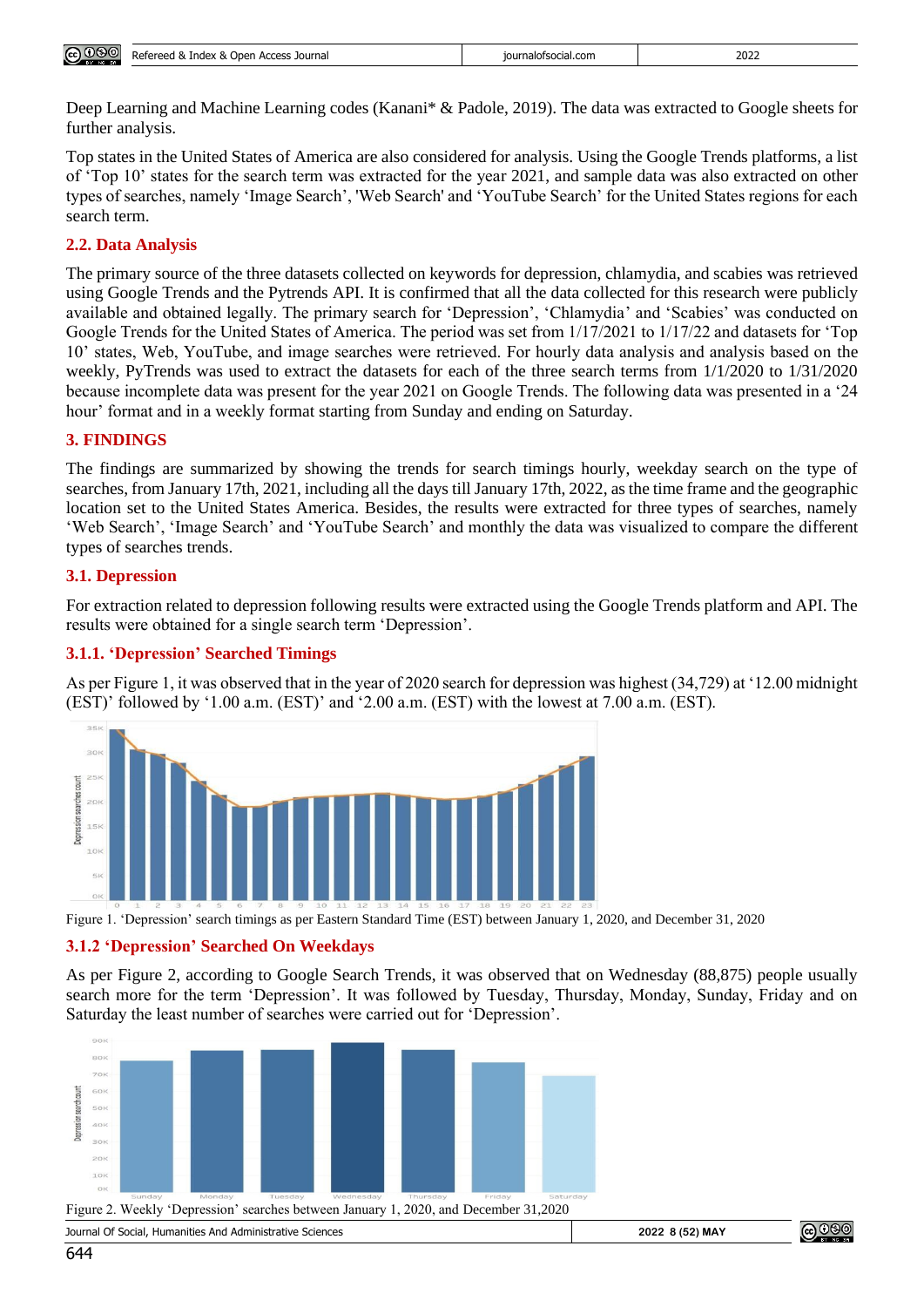Deep Learning and Machine Learning codes (Kanani* & Padole, 2019). The data was extracted to Google sheets for further analysis.

Top states in the United States of America are also considered for analysis. Using the Google Trends platforms, a list of 'Top 10' states for the search term was extracted for the year 2021, and sample data was also extracted on other types of searches, namely 'Image Search', 'Web Search' and 'YouTube Search' for the United States regions for each search term.

### 2.2. Data Analysis

The primary source of the three datasets collected on keywords for depression, chlamydia, and scabies was retrieved using Google Trends and the Pytrends API. It is confirmed that all the data collected for this research were publicly available and obtained legally. The primary search for 'Depression', 'Chlamydia' and 'Scabies' was conducted on Google Trends for the United States of America. The period was set from 1/17/2021 to 1/17/22 and datasets for 'Top 10' states, Web, YouTube, and image searches were retrieved. For hourly data analysis and analysis based on the weekly, PyTrends was used to extract the datasets for each of the three search terms from 1/1/2020 to 1/31/2020 because incomplete data was present for the year 2021 on Google Trends. The following data was presented in a '24 hour' format and in a weekly format starting from Sunday and ending on Saturday.

## 3. FINDINGS

The findings are summarized by showing the trends for search timings hourly, weekday search on the type of searches, from January 17th, 2021, including all the days till January 17th, 2022, as the time frame and the geographic location set to the United States America. Besides, the results were extracted for three types of searches, namely 'Web Search', 'Image Search' and 'YouTube Search' and monthly the data was visualized to compare the different types of searches trends.

### 3.1. Depression

For extraction related to depression following results were extracted using the Google Trends platform and API. The results were obtained for a single search term 'Depression'.

#### 3.1.1. 'Depression' Searched Timings

As per Figure 1, it was observed that in the year of 2020 search for depression was highest (34,729) at '12.00 midnight (EST)' followed by '1.00 a.m. (EST)' and '2.00 a.m. (EST) with the lowest at 7.00 a.m. (EST).

Figure 1. 'Depression' search timings as per Eastern Standard Time (EST) between January 1, 2020, and December 31, 2020

#### 3.1.2 'Depression' Searched On Weekdays

As per Figure 2, according to Google Search Trends, it was observed that on Wednesday (88,875) people usually search more for the term 'Depression'. It was followed by Tuesday, Thursday, Monday, Sunday, Friday and on Saturday the least number of searches were carried out for 'Depression'.

Figure 2. Weekly 'Depression' searches between January 1, 2020, and December 31,2020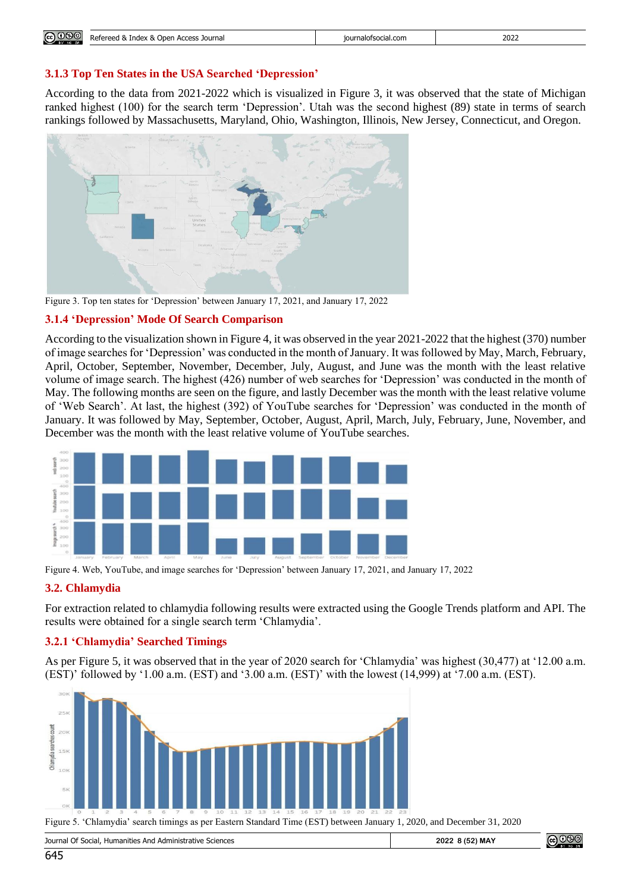### 3.1.3 Top Ten States in the USA Searched 'Depression'

According to the data from 2021-2022 which is visualized in Figure 3, it was observed that the state of Michigan ranked highest (100) for the search term 'Depression'. Utah was the second highest (89) state in terms of search rankings followed by Massachusetts, Maryland, Ohio, Washington, Illinois, New Jersey, Connecticut, and Oregon.

Figure 3. Top ten states for 'Depression' between January 17, 2021, and January 17, 2022

### 3.1.4 'Depression' Mode Of Search Comparison

According to the visualization shown in Figure 4, it was observed in the year 2021-2022 that the highest (370) number of image searches for 'Depression' was conducted in the month of January. It was followed by May, March, February, April, October, September, November, December, July, August, and June was the month with the least relative volume of image search. The highest (426) number of web searches for 'Depression' was conducted in the month of May. The following months are seen on the figure, and lastly December was the month with the least relative volume of 'Web Search'. At last, the highest (392) of YouTube searches for 'Depression' was conducted in the month of January. It was followed by May, September, October, August, April, March, July, February, June, November, and December was the month with the least relative volume of YouTube searches.

Figure 4. Web, YouTube, and image searches for 'Depression' between January 17, 2021, and January 17, 2022

## 3.2. Chlamydia

For extraction related to chlamydia following results were extracted using the Google Trends platform and API. The results were obtained for a single search term 'Chlamydia'.

### 3.2.1 'Chlamydia' Searched Timings

As per Figure 5, it was observed that in the year of 2020 search for 'Chlamydia' was highest (30,477) at '12.00 a.m. (EST)' followed by '1.00 a.m. (EST) and '3.00 a.m. (EST)' with the lowest (14,999) at '7.00 a.m. (EST).

Figure 5. 'Chlamydia' search timings as per Eastern Standard Time (EST) between January 1, 2020, and December 31, 2020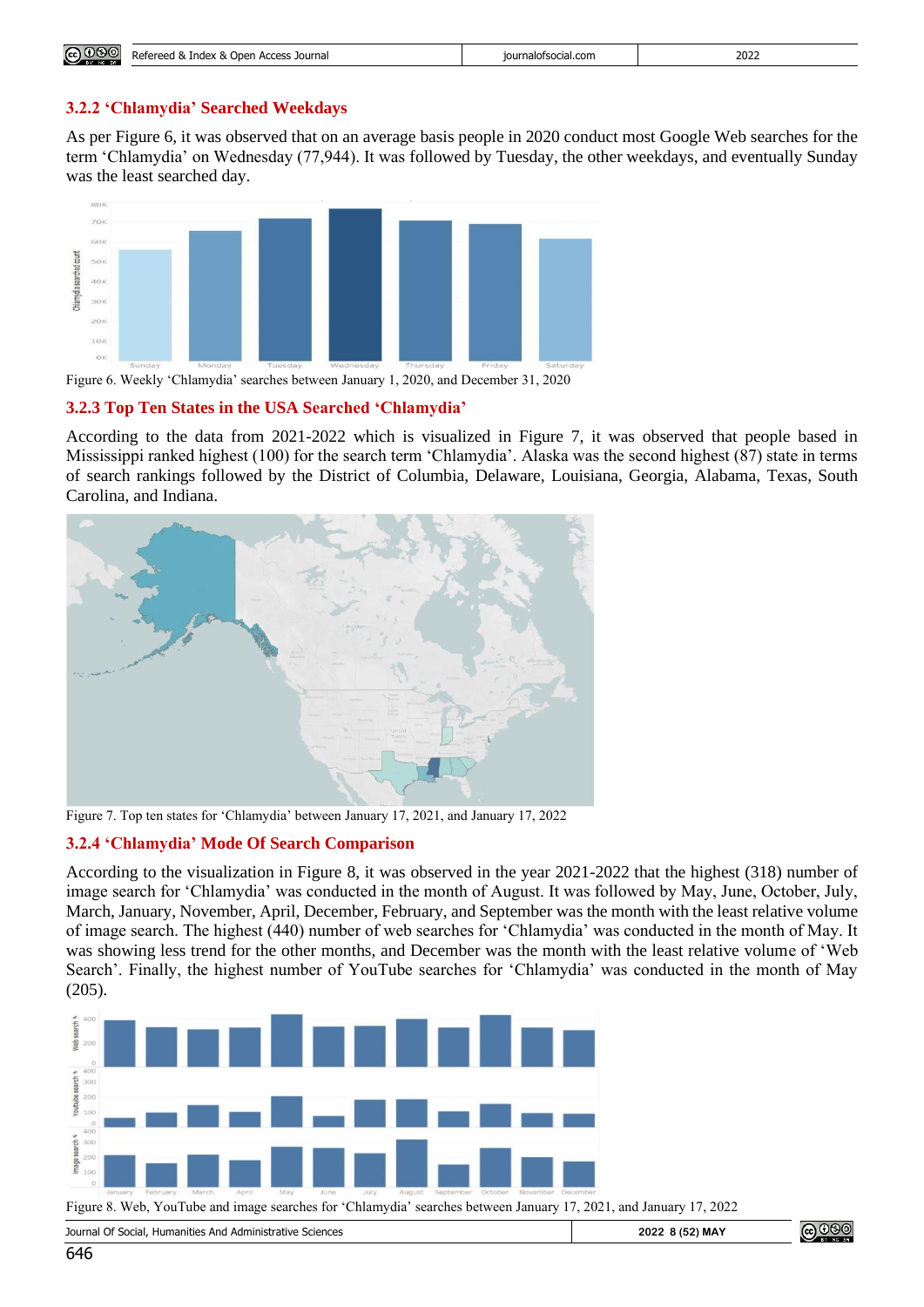### 3.2.2 'Chlamydia' Searched Weekdays

As per Figure 6, it was observed that on an average basis people in 2020 conduct most Google Web searches for the term 'Chlamydia' on Wednesday (77,944). It was followed by Tuesday, the other weekdays, and eventually Sunday was the least searched day.

Figure 6. Weekly 'Chlamydia' searches between January 1, 2020, and December 31, 2020

### 3.2.3 Top Ten States in the USA Searched 'Chlamydia'

According to the data from 2021-2022 which is visualized in Figure 7, it was observed that people based in Mississippi ranked highest (100) for the search term 'Chlamydia'. Alaska was the second highest (87) state in terms of search rankings followed by the District of Columbia, Delaware, Louisiana, Georgia, Alabama, Texas, South Carolina, and Indiana.

Figure 7. Top ten states for 'Chlamydia' between January 17, 2021, and January 17, 2022

### 3.2.4 'Chlamydia' Mode Of Search Comparison

According to the visualization in Figure 8, it was observed in the year 2021-2022 that the highest (318) number of image search for 'Chlamydia' was conducted in the month of August. It was followed by May, June, October, July, March, January, November, April, December, February, and September was the month with the least relative volume of image search. The highest (440) number of web searches for 'Chlamydia' was conducted in the month of May. It was showing less trend for the other months, and December was the month with the least relative volume of 'Web Search'. Finally, the highest number of YouTube searches for 'Chlamydia' was conducted in the month of May (205).

Figure 8. Web, YouTube and image searches for 'Chlamydia' searches between January 17, 2021, and January 17, 2022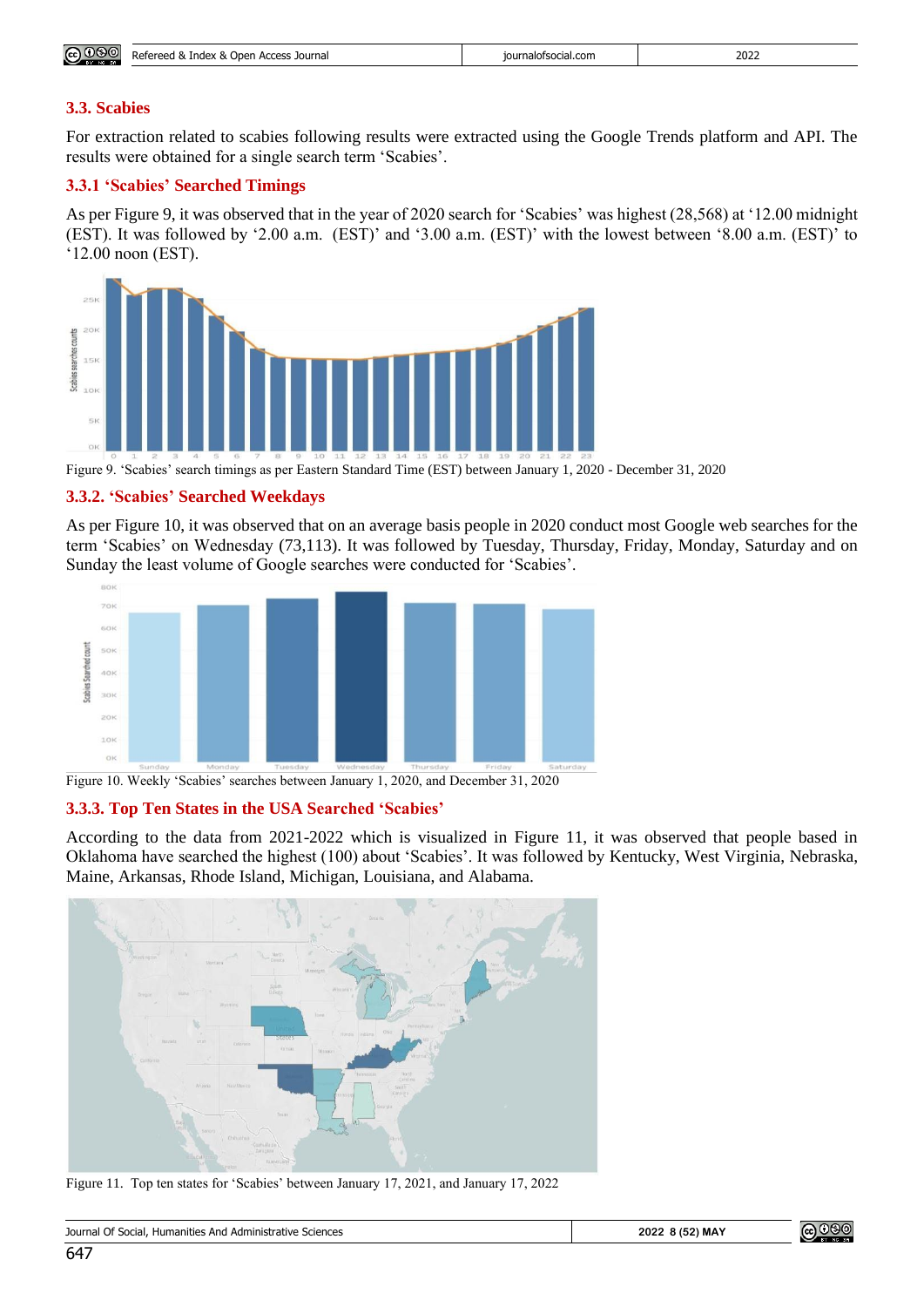### 3.3. Scabies

For extraction related to scabies following results were extracted using the Google Trends platform and API. The results were obtained for a single search term 'Scabies'.

### 3.3.1 'Scabies' Searched Timings

As per Figure 9, it was observed that in the year of 2020 search for 'Scabies' was highest (28,568) at '12.00 midnight (EST). It was followed by '2.00 a.m. (EST)' and '3.00 a.m. (EST)' with the lowest between '8.00 a.m. (EST)' to '12.00 noon (EST).

Figure 9. 'Scabies' search timings as per Eastern Standard Time (EST) between January 1, 2020 - December 31, 2020

### 3.3.2. 'Scabies' Searched Weekdays

As per Figure 10, it was observed that on an average basis people in 2020 conduct most Google web searches for the term 'Scabies' on Wednesday (73,113). It was followed by Tuesday, Thursday, Friday, Monday, Saturday and on Sunday the least volume of Google searches were conducted for 'Scabies'.

Figure 10. Weekly 'Scabies' searches between January 1, 2020, and December 31, 2020

### 3.3.3. Top Ten States in the USA Searched 'Scabies'

According to the data from 2021-2022 which is visualized in Figure 11, it was observed that people based in Oklahoma have searched the highest (100) about 'Scabies'. It was followed by Kentucky, West Virginia, Nebraska, Maine, Arkansas, Rhode Island, Michigan, Louisiana, and Alabama.

Figure 11. Top ten states for 'Scabies' between January 17, 2021, and January 17, 2022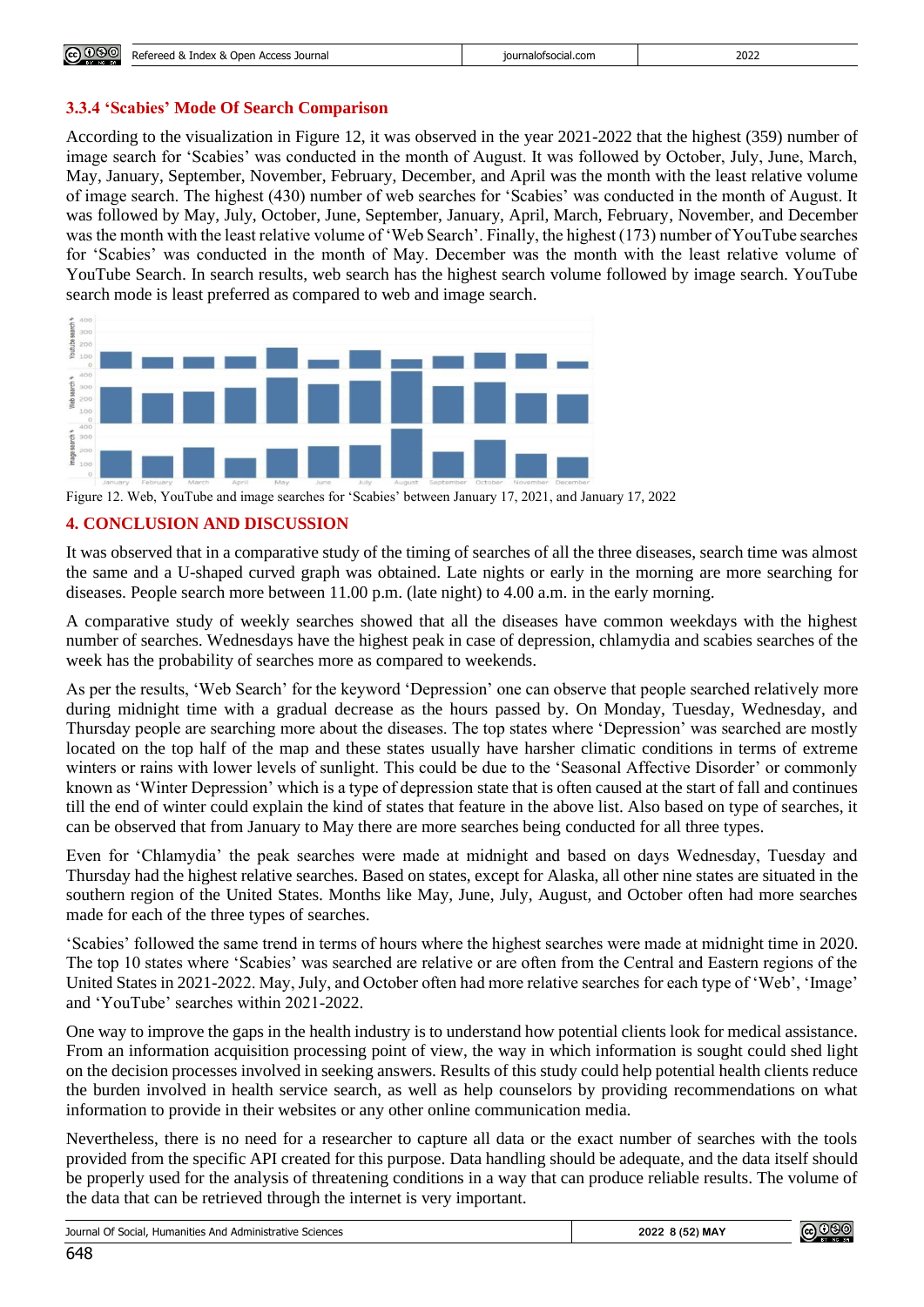### 3.3.4 'Scabies' Mode Of Search Comparison

According to the visualization in Figure 12, it was observed in the year 2021-2022 that the highest (359) number of image search for 'Scabies' was conducted in the month of August. It was followed by October, July, June, March, May, January, September, November, February, December, and April was the month with the least relative volume of image search. The highest (430) number of web searches for 'Scabies' was conducted in the month of August. It was followed by May, July, October, June, September, January, April, March, February, November, and December was the month with the least relative volume of 'Web Search'. Finally, the highest (173) number of YouTube searches for 'Scabies' was conducted in the month of May. December was the month with the least relative volume of YouTube Search. In search results, web search has the highest search volume followed by image search. YouTube search mode is least preferred as compared to web and image search.

Figure 12. Web, YouTube and image searches for 'Scabies' between January 17, 2021, and January 17, 2022

## 4. CONCLUSION AND DISCUSSION

It was observed that in a comparative study of the timing of searches of all the three diseases, search time was almost the same and a U-shaped curved graph was obtained. Late nights or early in the morning are more searching for diseases. People search more between 11.00 p.m. (late night) to 4.00 a.m. in the early morning.

A comparative study of weekly searches showed that all the diseases have common weekdays with the highest number of searches. Wednesdays have the highest peak in case of depression, chlamydia and scabies searches of the week has the probability of searches more as compared to weekends.

As per the results, 'Web Search' for the keyword 'Depression' one can observe that people searched relatively more during midnight time with a gradual decrease as the hours passed by. On Monday, Tuesday, Wednesday, and Thursday people are searching more about the diseases. The top states where 'Depression' was searched are mostly located on the top half of the map and these states usually have harsher climatic conditions in terms of extreme winters or rains with lower levels of sunlight. This could be due to the 'Seasonal Affective Disorder' or commonly known as 'Winter Depression' which is a type of depression state that is often caused at the start of fall and continues till the end of winter could explain the kind of states that feature in the above list. Also based on type of searches, it can be observed that from January to May there are more searches being conducted for all three types.

Even for 'Chlamydia' the peak searches were made at midnight and based on days Wednesday, Tuesday and Thursday had the highest relative searches. Based on states, except for Alaska, all other nine states are situated in the southern region of the United States. Months like May, June, July, August, and October often had more searches made for each of the three types of searches.

'Scabies' followed the same trend in terms of hours where the highest searches were made at midnight time in 2020. The top 10 states where 'Scabies' was searched are relative or are often from the Central and Eastern regions of the United States in 2021-2022. May, July, and October often had more relative searches for each type of 'Web', 'Image' and 'YouTube' searches within 2021-2022.

One way to improve the gaps in the health industry is to understand how potential clients look for medical assistance. From an information acquisition processing point of view, the way in which information is sought could shed light on the decision processes involved in seeking answers. Results of this study could help potential health clients reduce the burden involved in health service search, as well as help counselors by providing recommendations on what information to provide in their websites or any other online communication media.

Nevertheless, there is no need for a researcher to capture all data or the exact number of searches with the tools provided from the specific API created for this purpose. Data handling should be adequate, and the data itself should be properly used for the analysis of threatening conditions in a way that can produce reliable results. The volume of the data that can be retrieved through the internet is very important.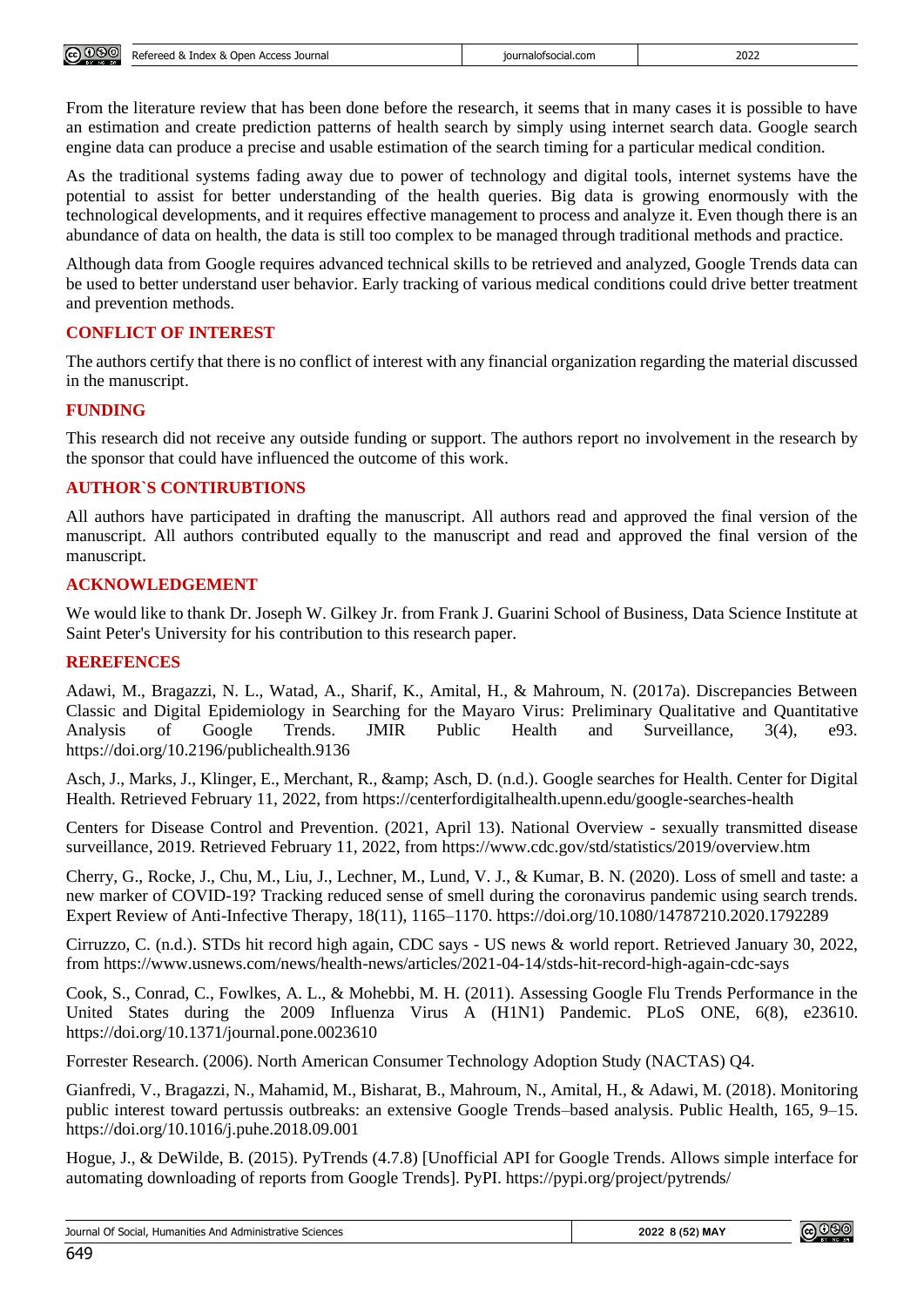From the literature review that has been done before the research, it seems that in many cases it is possible to have an estimation and create prediction patterns of health search by simply using internet search data. Google search engine data can produce a precise and usable estimation of the search timing for a particular medical condition.

As the traditional systems fading away due to power of technology and digital tools, internet systems have the potential to assist for better understanding of the health queries. Big data is growing enormously with the technological developments, and it requires effective management to process and analyze it. Even though there is an abundance of data on health, the data is still too complex to be managed through traditional methods and practice.

Although data from Google requires advanced technical skills to be retrieved and analyzed, Google Trends data can be used to better understand user behavior. Early tracking of various medical conditions could drive better treatment and prevention methods.

## CONFLICT OF INTEREST

The authors certify that there is no conflict of interest with any financial organization regarding the material discussed in the manuscript.

## FUNDING

This research did not receive any outside funding or support. The authors report no involvement in the research by the sponsor that could have influenced the outcome of this work.

## AUTHOR`S CONTIRUBTIONS

All authors have participated in drafting the manuscript. All authors read and approved the final version of the manuscript. All authors contributed equally to the manuscript and read and approved the final version of the manuscript.

## ACKNOWLEDGEMENT

We would like to thank Dr. Joseph W. Gilkey Jr. from Frank J. Guarini School of Business, Data Science Institute at Saint Peter's University for his contribution to this research paper.

## REREFENCES

Adawi, M., Bragazzi, N. L., Watad, A., Sharif, K., Amital, H., & Mahroum, N. (2017a). Discrepancies Between Classic and Digital Epidemiology in Searching for the Mayaro Virus: Preliminary Qualitative and Quantitative Analysis of Google Trends. JMIR Public Health and Surveillance, 3(4), e93. https://doi.org/10.2196/publichealth.9136

Asch, J., Marks, J., Klinger, E., Merchant, R., &amp; Asch, D. (n.d.). Google searches for Health. Center for Digital Health. Retrieved February 11, 2022, from https://centerfordigitalhealth.upenn.edu/google-searches-health

Centers for Disease Control and Prevention. (2021, April 13). National Overview - sexually transmitted disease surveillance, 2019. Retrieved February 11, 2022, from https://www.cdc.gov/std/statistics/2019/overview.htm

Cherry, G., Rocke, J., Chu, M., Liu, J., Lechner, M., Lund, V. J., & Kumar, B. N. (2020). Loss of smell and taste: a new marker of COVID-19? Tracking reduced sense of smell during the coronavirus pandemic using search trends. Expert Review of Anti-Infective Therapy, 18(11), 1165–1170. https://doi.org/10.1080/14787210.2020.1792289

Cirruzzo, C. (n.d.). STDs hit record high again, CDC says - US news & world report. Retrieved January 30, 2022, from https://www.usnews.com/news/health-news/articles/2021-04-14/stds-hit-record-high-again-cdc-says

Cook, S., Conrad, C., Fowlkes, A. L., & Mohebbi, M. H. (2011). Assessing Google Flu Trends Performance in the United States during the 2009 Influenza Virus A (H1N1) Pandemic. PLoS ONE, 6(8), e23610. https://doi.org/10.1371/journal.pone.0023610

Forrester Research. (2006). North American Consumer Technology Adoption Study (NACTAS) Q4.

Gianfredi, V., Bragazzi, N., Mahamid, M., Bisharat, B., Mahroum, N., Amital, H., & Adawi, M. (2018). Monitoring public interest toward pertussis outbreaks: an extensive Google Trends–based analysis. Public Health, 165, 9–15. https://doi.org/10.1016/j.puhe.2018.09.001

Hogue, J., & DeWilde, B. (2015). PyTrends (4.7.8) [Unofficial API for Google Trends. Allows simple interface for automating downloading of reports from Google Trends]. PyPI. https://pypi.org/project/pytrends/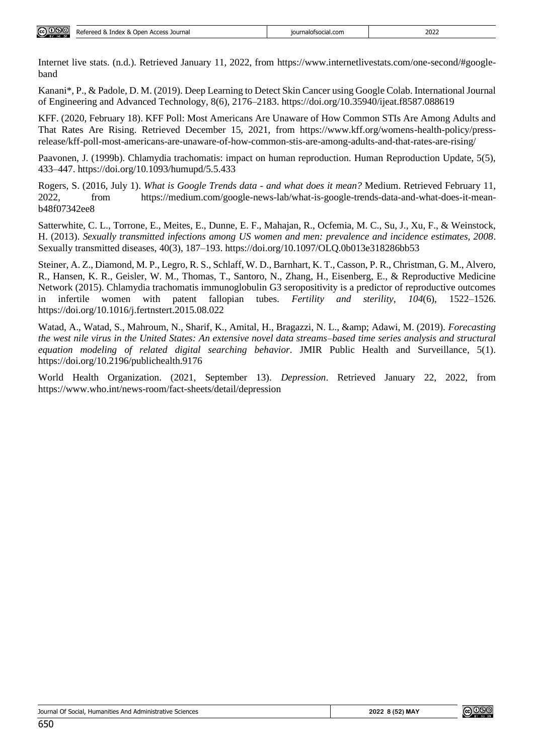Internet live stats. (n.d.). Retrieved January 11, 2022, from https://www.internetlivestats.com/one-second/#google-band

Kanani*, P., & Padole, D. M. (2019). Deep Learning to Detect Skin Cancer using Google Colab. International Journal of Engineering and Advanced Technology, 8(6), 2176–2183. https://doi.org/10.35940/ijeat.f8587.088619

KFF. (2020, February 18). KFF Poll: Most Americans Are Unaware of How Common STIs Are Among Adults and That Rates Are Rising. Retrieved December 15, 2021, from https://www.kff.org/womens-health-policy/press-release/kff-poll-most-americans-are-unaware-of-how-common-stis-are-among-adults-and-that-rates-are-rising/

Paavonen, J. (1999b). Chlamydia trachomatis: impact on human reproduction. Human Reproduction Update, 5(5), 433–447. https://doi.org/10.1093/humupd/5.5.433

Rogers, S. (2016, July 1). *What is Google Trends data - and what does it mean?* Medium. Retrieved February 11, 2022, from https://medium.com/google-news-lab/what-is-google-trends-data-and-what-does-it-mean-b48f07342ee8

Satterwhite, C. L., Torrone, E., Meites, E., Dunne, E. F., Mahajan, R., Ocfemia, M. C., Su, J., Xu, F., & Weinstock, H. (2013). *Sexually transmitted infections among US women and men: prevalence and incidence estimates, 2008*. Sexually transmitted diseases, 40(3), 187–193. https://doi.org/10.1097/OLQ.0b013e318286bb53

Steiner, A. Z., Diamond, M. P., Legro, R. S., Schlaff, W. D., Barnhart, K. T., Casson, P. R., Christman, G. M., Alvero, R., Hansen, K. R., Geisler, W. M., Thomas, T., Santoro, N., Zhang, H., Eisenberg, E., & Reproductive Medicine Network (2015). Chlamydia trachomatis immunoglobulin G3 seropositivity is a predictor of reproductive outcomes in infertile women with patent fallopian tubes. *Fertility and sterility*, *104*(6), 1522–1526. https://doi.org/10.1016/j.fertnstert.2015.08.022

Watad, A., Watad, S., Mahroum, N., Sharif, K., Amital, H., Bragazzi, N. L., &amp; Adawi, M. (2019). *Forecasting the west nile virus in the United States: An extensive novel data streams–based time series analysis and structural equation modeling of related digital searching behavior*. JMIR Public Health and Surveillance, 5(1). https://doi.org/10.2196/publichealth.9176

World Health Organization. (2021, September 13). *Depression*. Retrieved January 22, 2022, from https://www.who.int/news-room/fact-sheets/detail/depression